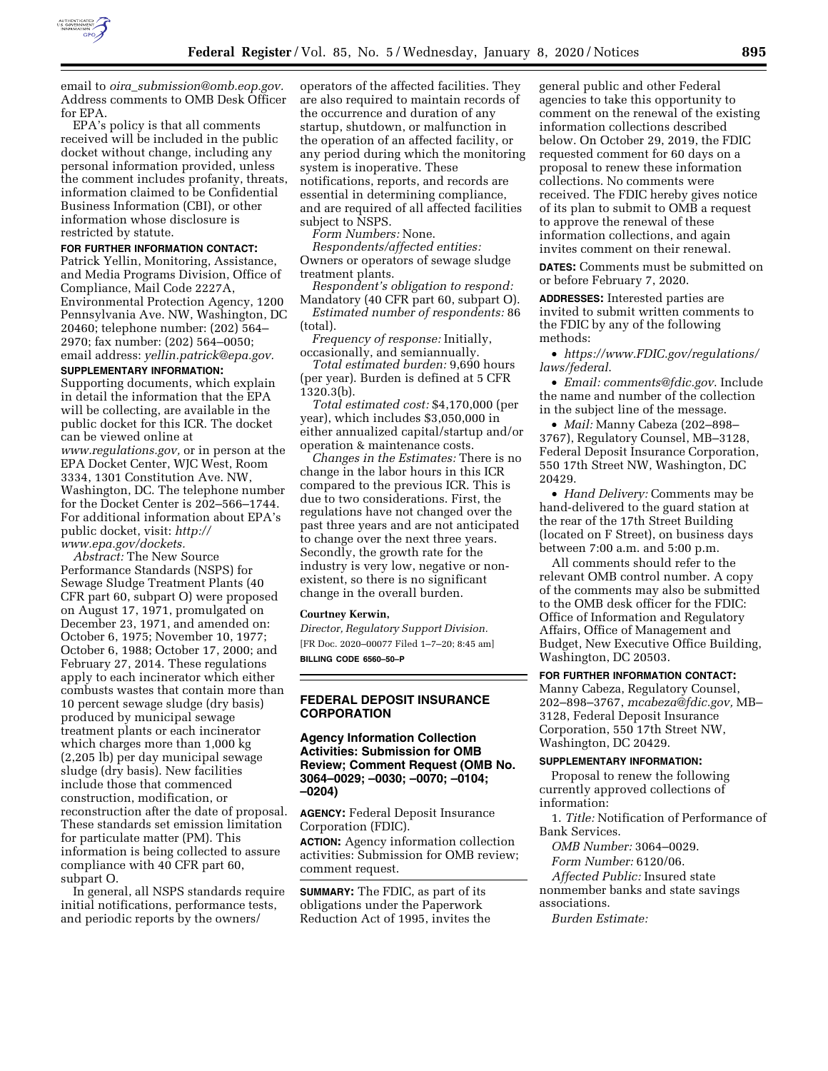email to *oira_submission@omb.eop.gov.* Address comments to OMB Desk Officer for EPA.

EPA's policy is that all comments received will be included in the public docket without change, including any personal information provided, unless the comment includes profanity, threats, information claimed to be Confidential Business Information (CBI), or other information whose disclosure is restricted by statute.

**FOR FURTHER INFORMATION CONTACT:** Patrick Yellin, Monitoring, Assistance, and Media Programs Division, Office of Compliance, Mail Code 2227A, Environmental Protection Agency, 1200 Pennsylvania Ave. NW, Washington, DC 20460; telephone number: (202) 564–2970; fax number: (202) 564–0050; email address: *yellin.patrick@epa.gov.*

**SUPPLEMENTARY INFORMATION:** Supporting documents, which explain in detail the information that the EPA will be collecting, are available in the public docket for this ICR. The docket can be viewed online at *www.regulations.gov,* or in person at the EPA Docket Center, WJC West, Room 3334, 1301 Constitution Ave. NW, Washington, DC. The telephone number for the Docket Center is 202–566–1744. For additional information about EPA's public docket, visit: *http://www.epa.gov/dockets.*

*Abstract:* The New Source Performance Standards (NSPS) for Sewage Sludge Treatment Plants (40 CFR part 60, subpart O) were proposed on August 17, 1971, promulgated on December 23, 1971, and amended on: October 6, 1975; November 10, 1977; October 6, 1988; October 17, 2000; and February 27, 2014. These regulations apply to each incinerator which either combusts wastes that contain more than 10 percent sewage sludge (dry basis) produced by municipal sewage treatment plants or each incinerator which charges more than 1,000 kg (2,205 lb) per day municipal sewage sludge (dry basis). New facilities include those that commenced construction, modification, or reconstruction after the date of proposal. These standards set emission limitation for particulate matter (PM). This information is being collected to assure compliance with 40 CFR part 60, subpart O.

In general, all NSPS standards require initial notifications, performance tests, and periodic reports by the owners/operators of the affected facilities. They are also required to maintain records of the occurrence and duration of any startup, shutdown, or malfunction in the operation of an affected facility, or any period during which the monitoring system is inoperative. These notifications, reports, and records are essential in determining compliance, and are required of all affected facilities subject to NSPS.

*Form Numbers:* None.

*Respondents/affected entities:* Owners or operators of sewage sludge treatment plants.

*Respondent's obligation to respond:* Mandatory (40 CFR part 60, subpart O).

*Estimated number of respondents:* 86 (total).

*Frequency of response:* Initially, occasionally, and semiannually.

*Total estimated burden:* 9,690 hours (per year). Burden is defined at 5 CFR 1320.3(b).

*Total estimated cost:* $4,170,000 (per year), which includes $3,050,000 in either annualized capital/startup and/or operation & maintenance costs.

*Changes in the Estimates:* There is no change in the labor hours in this ICR compared to the previous ICR. This is due to two considerations. First, the regulations have not changed over the past three years and are not anticipated to change over the next three years. Secondly, the growth rate for the industry is very low, negative or non-existent, so there is no significant change in the overall burden.

**Courtney Kerwin,**

*Director, Regulatory Support Division.*

[FR Doc. 2020–00077 Filed 1–7–20; 8:45 am]

**BILLING CODE 6560–50–P**

## FEDERAL DEPOSIT INSURANCE CORPORATION

### Agency Information Collection Activities: Submission for OMB Review; Comment Request (OMB No. 3064–0029; –0030; –0070; –0104; –0204)

**AGENCY:** Federal Deposit Insurance Corporation (FDIC).

**ACTION:** Agency information collection activities: Submission for OMB review; comment request.

**SUMMARY:** The FDIC, as part of its obligations under the Paperwork Reduction Act of 1995, invites the general public and other Federal agencies to take this opportunity to comment on the renewal of the existing information collections described below. On October 29, 2019, the FDIC requested comment for 60 days on a proposal to renew these information collections. No comments were received. The FDIC hereby gives notice of its plan to submit to OMB a request to approve the renewal of these information collections, and again invites comment on their renewal.

**DATES:** Comments must be submitted on or before February 7, 2020.

**ADDRESSES:** Interested parties are invited to submit written comments to the FDIC by any of the following methods:

- *https://www.FDIC.gov/regulations/laws/federal.*
- *Email: comments@fdic.gov.* Include the name and number of the collection in the subject line of the message.
- *Mail:* Manny Cabeza (202–898–3767), Regulatory Counsel, MB–3128, Federal Deposit Insurance Corporation, 550 17th Street NW, Washington, DC 20429.
- *Hand Delivery:* Comments may be hand-delivered to the guard station at the rear of the 17th Street Building (located on F Street), on business days between 7:00 a.m. and 5:00 p.m.

All comments should refer to the relevant OMB control number. A copy of the comments may also be submitted to the OMB desk officer for the FDIC: Office of Information and Regulatory Affairs, Office of Management and Budget, New Executive Office Building, Washington, DC 20503.

**FOR FURTHER INFORMATION CONTACT:** Manny Cabeza, Regulatory Counsel, 202–898–3767, *mcabeza@fdic.gov,* MB–3128, Federal Deposit Insurance Corporation, 550 17th Street NW, Washington, DC 20429.

**SUPPLEMENTARY INFORMATION:**

Proposal to renew the following currently approved collections of information:

1. *Title:* Notification of Performance of Bank Services.

*OMB Number:* 3064–0029.

*Form Number:* 6120/06.

*Affected Public:* Insured state nonmember banks and state savings associations.

*Burden Estimate:*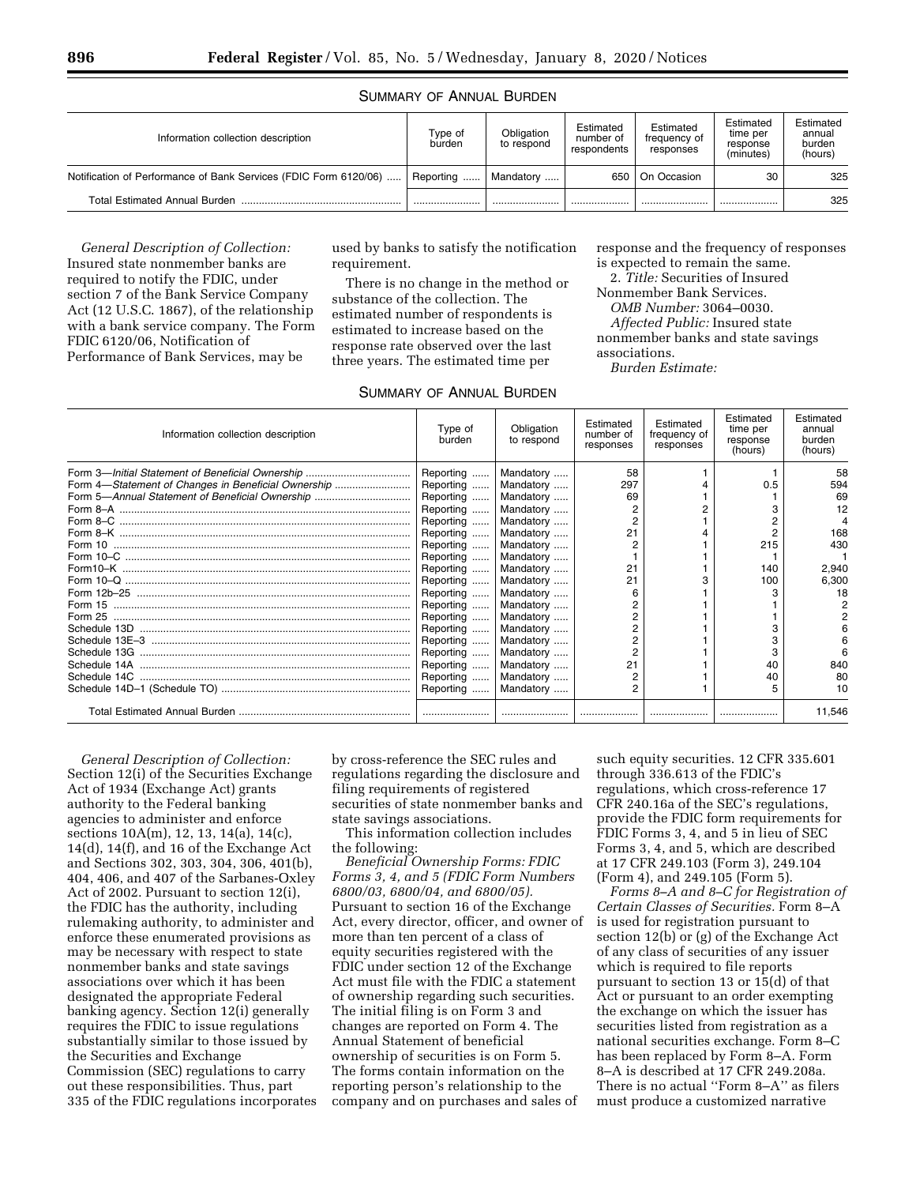SUMMARY OF ANNUAL BURDEN

| Information collection description | Type of burden | Obligation to respond | Estimated number of respondents | Estimated frequency of responses | Estimated time per response (minutes) | Estimated annual burden (hours) |
|---|---|---|---|---|---|---|
| Notification of Performance of Bank Services (FDIC Form 6120/06) | Reporting | Mandatory | 650 | On Occasion | 30 | 325 |
| Total Estimated Annual Burden | | | | | | 325 |

*General Description of Collection:* Insured state nonmember banks are required to notify the FDIC, under section 7 of the Bank Service Company Act (12 U.S.C. 1867), of the relationship with a bank service company. The Form FDIC 6120/06, Notification of Performance of Bank Services, may be used by banks to satisfy the notification requirement.

There is no change in the method or substance of the collection. The estimated number of respondents is estimated to increase based on the response rate observed over the last three years. The estimated time per response and the frequency of responses is expected to remain the same.

2. *Title:* Securities of Insured Nonmember Bank Services.

*OMB Number:* 3064–0030.

*Affected Public:* Insured state nonmember banks and state savings associations.

*Burden Estimate:*

SUMMARY OF ANNUAL BURDEN

| Information collection description | Type of burden | Obligation to respond | Estimated number of responses | Estimated frequency of responses | Estimated time per response (hours) | Estimated annual burden (hours) |
|---|---|---|---|---|---|---|
| Form 3—*Initial Statement of Beneficial Ownership* | Reporting | Mandatory | 58 | 1 | 1 | 58 |
| Form 4—*Statement of Changes in Beneficial Ownership* | Reporting | Mandatory | 297 | 4 | 0.5 | 594 |
| Form 5—*Annual Statement of Beneficial Ownership* | Reporting | Mandatory | 69 | 1 | 1 | 69 |
| Form 8–A | Reporting | Mandatory | 2 | 2 | 3 | 12 |
| Form 8–C | Reporting | Mandatory | 2 | 1 | 2 | 4 |
| Form 8–K | Reporting | Mandatory | 21 | 4 | 2 | 168 |
| Form 10 | Reporting | Mandatory | 2 | 1 | 215 | 430 |
| Form 10–C | Reporting | Mandatory | 1 | 1 | 1 | 1 |
| Form10–K | Reporting | Mandatory | 21 | 1 | 140 | 2,940 |
| Form 10–Q | Reporting | Mandatory | 21 | 3 | 100 | 6,300 |
| Form 12b–25 | Reporting | Mandatory | 6 | 1 | 3 | 18 |
| Form 15 | Reporting | Mandatory | 2 | 1 | 1 | 2 |
| Form 25 | Reporting | Mandatory | 2 | 1 | 1 | 2 |
| Schedule 13D | Reporting | Mandatory | 2 | 1 | 3 | 6 |
| Schedule 13E–3 | Reporting | Mandatory | 2 | 1 | 3 | 6 |
| Schedule 13G | Reporting | Mandatory | 2 | 1 | 3 | 6 |
| Schedule 14A | Reporting | Mandatory | 21 | 1 | 40 | 840 |
| Schedule 14C | Reporting | Mandatory | 2 | 1 | 40 | 80 |
| Schedule 14D–1 (Schedule TO) | Reporting | Mandatory | 2 | 1 | 5 | 10 |
| Total Estimated Annual Burden | | | | | | 11,546 |

*General Description of Collection:* Section 12(i) of the Securities Exchange Act of 1934 (Exchange Act) grants authority to the Federal banking agencies to administer and enforce sections 10A(m), 12, 13, 14(a), 14(c), 14(d), 14(f), and 16 of the Exchange Act and Sections 302, 303, 304, 306, 401(b), 404, 406, and 407 of the Sarbanes-Oxley Act of 2002. Pursuant to section 12(i), the FDIC has the authority, including rulemaking authority, to administer and enforce these enumerated provisions as may be necessary with respect to state nonmember banks and state savings associations over which it has been designated the appropriate Federal banking agency. Section 12(i) generally requires the FDIC to issue regulations substantially similar to those issued by the Securities and Exchange Commission (SEC) regulations to carry out these responsibilities. Thus, part 335 of the FDIC regulations incorporates by cross-reference the SEC rules and regulations regarding the disclosure and filing requirements of registered securities of state nonmember banks and state savings associations.

This information collection includes the following:

*Beneficial Ownership Forms: FDIC Forms 3, 4, and 5 (FDIC Form Numbers 6800/03, 6800/04, and 6800/05).* Pursuant to section 16 of the Exchange Act, every director, officer, and owner of more than ten percent of a class of equity securities registered with the FDIC under section 12 of the Exchange Act must file with the FDIC a statement of ownership regarding such securities. The initial filing is on Form 3 and changes are reported on Form 4. The Annual Statement of beneficial ownership of securities is on Form 5. The forms contain information on the reporting person's relationship to the company and on purchases and sales of such equity securities. 12 CFR 335.601 through 336.613 of the FDIC's regulations, which cross-reference 17 CFR 240.16a of the SEC's regulations, provide the FDIC form requirements for FDIC Forms 3, 4, and 5 in lieu of SEC Forms 3, 4, and 5, which are described at 17 CFR 249.103 (Form 3), 249.104 (Form 4), and 249.105 (Form 5).

*Forms 8–A and 8–C for Registration of Certain Classes of Securities.* Form 8–A is used for registration pursuant to section 12(b) or (g) of the Exchange Act of any class of securities of any issuer which is required to file reports pursuant to section 13 or 15(d) of that Act or pursuant to an order exempting the exchange on which the issuer has securities listed from registration as a national securities exchange. Form 8–C has been replaced by Form 8–A. Form 8–A is described at 17 CFR 249.208a. There is no actual "Form 8–A" as filers must produce a customized narrative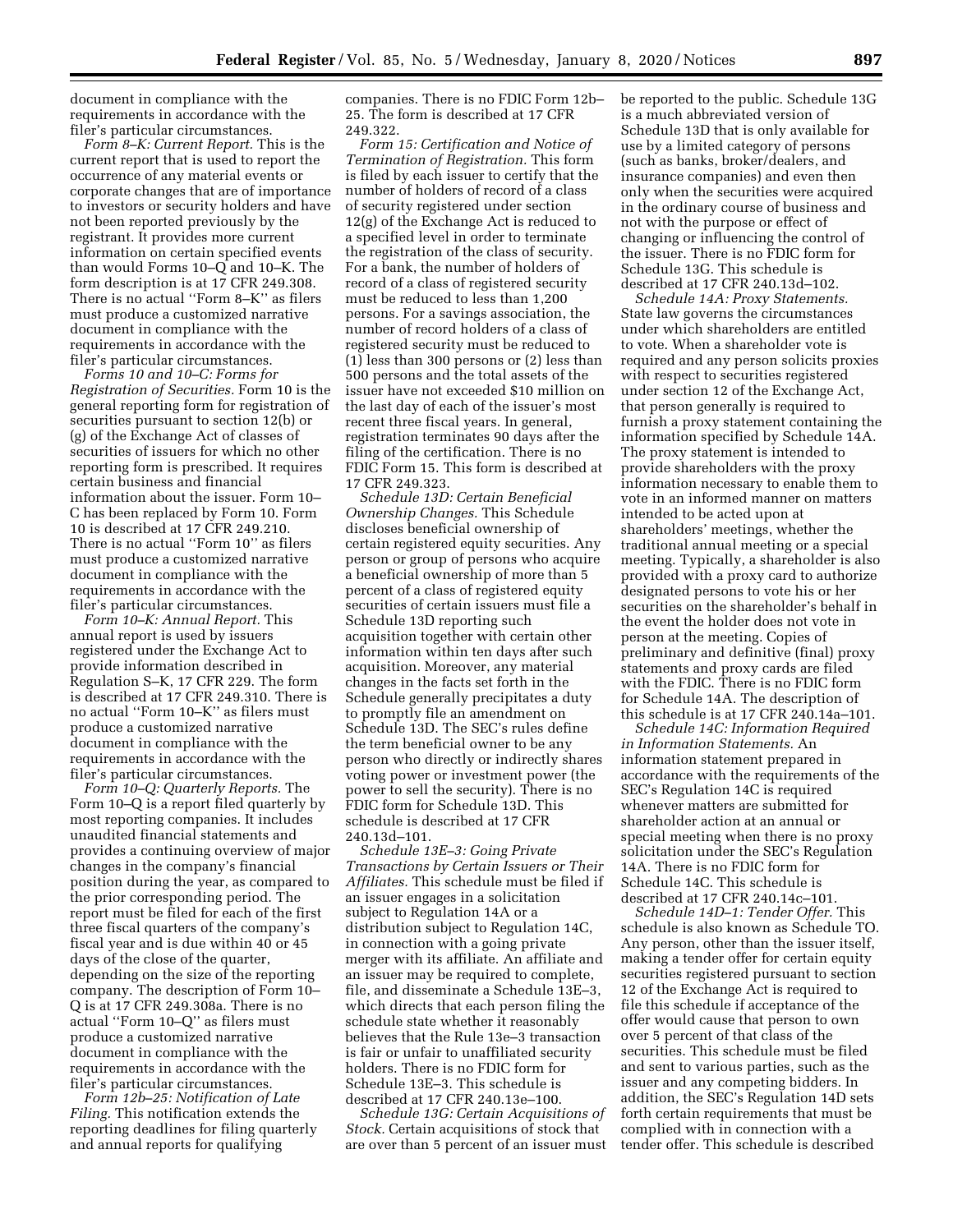document in compliance with the requirements in accordance with the filer's particular circumstances.

*Form 8–K: Current Report.* This is the current report that is used to report the occurrence of any material events or corporate changes that are of importance to investors or security holders and have not been reported previously by the registrant. It provides more current information on certain specified events than would Forms 10–Q and 10–K. The form description is at 17 CFR 249.308. There is no actual ''Form 8–K'' as filers must produce a customized narrative document in compliance with the requirements in accordance with the filer's particular circumstances.

*Forms 10 and 10–C: Forms for Registration of Securities.* Form 10 is the general reporting form for registration of securities pursuant to section 12(b) or (g) of the Exchange Act of classes of securities of issuers for which no other reporting form is prescribed. It requires certain business and financial information about the issuer. Form 10–C has been replaced by Form 10. Form 10 is described at 17 CFR 249.210. There is no actual ''Form 10'' as filers must produce a customized narrative document in compliance with the requirements in accordance with the filer's particular circumstances.

*Form 10–K: Annual Report.* This annual report is used by issuers registered under the Exchange Act to provide information described in Regulation S–K, 17 CFR 229. The form is described at 17 CFR 249.310. There is no actual ''Form 10–K'' as filers must produce a customized narrative document in compliance with the requirements in accordance with the filer's particular circumstances.

*Form 10–Q: Quarterly Reports.* The Form 10–Q is a report filed quarterly by most reporting companies. It includes unaudited financial statements and provides a continuing overview of major changes in the company's financial position during the year, as compared to the prior corresponding period. The report must be filed for each of the first three fiscal quarters of the company's fiscal year and is due within 40 or 45 days of the close of the quarter, depending on the size of the reporting company. The description of Form 10–Q is at 17 CFR 249.308a. There is no actual ''Form 10–Q'' as filers must produce a customized narrative document in compliance with the requirements in accordance with the filer's particular circumstances.

*Form 12b–25: Notification of Late Filing.* This notification extends the reporting deadlines for filing quarterly and annual reports for qualifying companies. There is no FDIC Form 12b–25. The form is described at 17 CFR 249.322.

*Form 15: Certification and Notice of Termination of Registration.* This form is filed by each issuer to certify that the number of holders of record of a class of security registered under section 12(g) of the Exchange Act is reduced to a specified level in order to terminate the registration of the class of security. For a bank, the number of holders of record of a class of registered security must be reduced to less than 1,200 persons. For a savings association, the number of record holders of a class of registered security must be reduced to (1) less than 300 persons or (2) less than 500 persons and the total assets of the issuer have not exceeded $10 million on the last day of each of the issuer's most recent three fiscal years. In general, registration terminates 90 days after the filing of the certification. There is no FDIC Form 15. This form is described at 17 CFR 249.323.

*Schedule 13D: Certain Beneficial Ownership Changes.* This Schedule discloses beneficial ownership of certain registered equity securities. Any person or group of persons who acquire a beneficial ownership of more than 5 percent of a class of registered equity securities of certain issuers must file a Schedule 13D reporting such acquisition together with certain other information within ten days after such acquisition. Moreover, any material changes in the facts set forth in the Schedule generally precipitates a duty to promptly file an amendment on Schedule 13D. The SEC's rules define the term beneficial owner to be any person who directly or indirectly shares voting power or investment power (the power to sell the security). There is no FDIC form for Schedule 13D. This schedule is described at 17 CFR 240.13d–101.

*Schedule 13E–3: Going Private Transactions by Certain Issuers or Their Affiliates.* This schedule must be filed if an issuer engages in a solicitation subject to Regulation 14A or a distribution subject to Regulation 14C, in connection with a going private merger with its affiliate. An affiliate and an issuer may be required to complete, file, and disseminate a Schedule 13E–3, which directs that each person filing the schedule state whether it reasonably believes that the Rule 13e–3 transaction is fair or unfair to unaffiliated security holders. There is no FDIC form for Schedule 13E–3. This schedule is described at 17 CFR 240.13e–100.

*Schedule 13G: Certain Acquisitions of Stock.* Certain acquisitions of stock that are over than 5 percent of an issuer must be reported to the public. Schedule 13G is a much abbreviated version of Schedule 13D that is only available for use by a limited category of persons (such as banks, broker/dealers, and insurance companies) and even then only when the securities were acquired in the ordinary course of business and not with the purpose or effect of changing or influencing the control of the issuer. There is no FDIC form for Schedule 13G. This schedule is described at 17 CFR 240.13d–102.

*Schedule 14A: Proxy Statements.* State law governs the circumstances under which shareholders are entitled to vote. When a shareholder vote is required and any person solicits proxies with respect to securities registered under section 12 of the Exchange Act, that person generally is required to furnish a proxy statement containing the information specified by Schedule 14A. The proxy statement is intended to provide shareholders with the proxy information necessary to enable them to vote in an informed manner on matters intended to be acted upon at shareholders' meetings, whether the traditional annual meeting or a special meeting. Typically, a shareholder is also provided with a proxy card to authorize designated persons to vote his or her securities on the shareholder's behalf in the event the holder does not vote in person at the meeting. Copies of preliminary and definitive (final) proxy statements and proxy cards are filed with the FDIC. There is no FDIC form for Schedule 14A. The description of this schedule is at 17 CFR 240.14a–101.

*Schedule 14C: Information Required in Information Statements.* An information statement prepared in accordance with the requirements of the SEC's Regulation 14C is required whenever matters are submitted for shareholder action at an annual or special meeting when there is no proxy solicitation under the SEC's Regulation 14A. There is no FDIC form for Schedule 14C. This schedule is described at 17 CFR 240.14c–101.

*Schedule 14D–1: Tender Offer.* This schedule is also known as Schedule TO. Any person, other than the issuer itself, making a tender offer for certain equity securities registered pursuant to section 12 of the Exchange Act is required to file this schedule if acceptance of the offer would cause that person to own over 5 percent of that class of the securities. This schedule must be filed and sent to various parties, such as the issuer and any competing bidders. In addition, the SEC's Regulation 14D sets forth certain requirements that must be complied with in connection with a tender offer. This schedule is described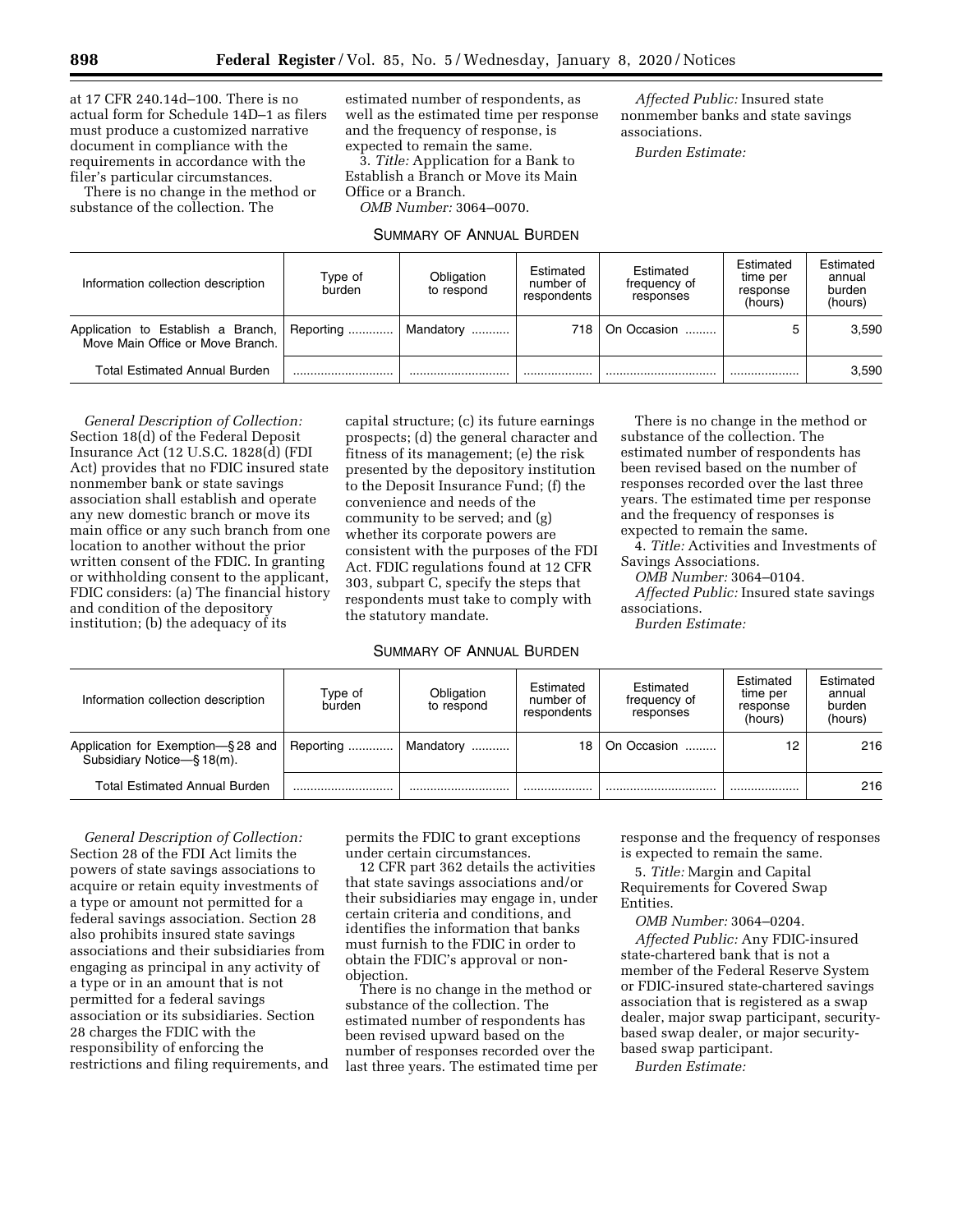at 17 CFR 240.14d–100. There is no actual form for Schedule 14D–1 as filers must produce a customized narrative document in compliance with the requirements in accordance with the filer's particular circumstances.

There is no change in the method or substance of the collection. The estimated number of respondents, as well as the estimated time per response and the frequency of response, is expected to remain the same.

3. *Title:* Application for a Bank to Establish a Branch or Move its Main Office or a Branch.

*OMB Number:* 3064–0070.

*Affected Public:* Insured state nonmember banks and state savings associations.

*Burden Estimate:*

SUMMARY OF ANNUAL BURDEN

| Information collection description | Type of burden | Obligation to respond | Estimated number of respondents | Estimated frequency of responses | Estimated time per response (hours) | Estimated annual burden (hours) |
|---|---|---|---|---|---|---|
| Application to Establish a Branch, Move Main Office or Move Branch. | Reporting | Mandatory | 718 | On Occasion | 5 | 3,590 |
| Total Estimated Annual Burden | | | | | | 3,590 |

*General Description of Collection:* Section 18(d) of the Federal Deposit Insurance Act (12 U.S.C. 1828(d) (FDI Act) provides that no FDIC insured state nonmember bank or state savings association shall establish and operate any new domestic branch or move its main office or any such branch from one location to another without the prior written consent of the FDIC. In granting or withholding consent to the applicant, FDIC considers: (a) The financial history and condition of the depository institution; (b) the adequacy of its capital structure; (c) its future earnings prospects; (d) the general character and fitness of its management; (e) the risk presented by the depository institution to the Deposit Insurance Fund; (f) the convenience and needs of the community to be served; and (g) whether its corporate powers are consistent with the purposes of the FDI Act. FDIC regulations found at 12 CFR 303, subpart C, specify the steps that respondents must take to comply with the statutory mandate.

There is no change in the method or substance of the collection. The estimated number of respondents has been revised based on the number of responses recorded over the last three years. The estimated time per response and the frequency of responses is expected to remain the same.

4. *Title:* Activities and Investments of Savings Associations.

*OMB Number:* 3064–0104.

*Affected Public:* Insured state savings associations.

*Burden Estimate:*

SUMMARY OF ANNUAL BURDEN

| Information collection description | Type of burden | Obligation to respond | Estimated number of respondents | Estimated frequency of responses | Estimated time per response (hours) | Estimated annual burden (hours) |
|---|---|---|---|---|---|---|
| Application for Exemption—§ 28 and Subsidiary Notice—§ 18(m). | Reporting | Mandatory | 18 | On Occasion | 12 | 216 |
| Total Estimated Annual Burden | | | | | | 216 |

*General Description of Collection:* Section 28 of the FDI Act limits the powers of state savings associations to acquire or retain equity investments of a type or amount not permitted for a federal savings association. Section 28 also prohibits insured state savings associations and their subsidiaries from engaging as principal in any activity of a type or in an amount that is not permitted for a federal savings association or its subsidiaries. Section 28 charges the FDIC with the responsibility of enforcing the restrictions and filing requirements, and permits the FDIC to grant exceptions under certain circumstances.

12 CFR part 362 details the activities that state savings associations and/or their subsidiaries may engage in, under certain criteria and conditions, and identifies the information that banks must furnish to the FDIC in order to obtain the FDIC's approval or non-objection.

There is no change in the method or substance of the collection. The estimated number of respondents has been revised upward based on the number of responses recorded over the last three years. The estimated time per response and the frequency of responses is expected to remain the same.

5. *Title:* Margin and Capital Requirements for Covered Swap Entities.

*OMB Number:* 3064–0204.

*Affected Public:* Any FDIC-insured state-chartered bank that is not a member of the Federal Reserve System or FDIC-insured state-chartered savings association that is registered as a swap dealer, major swap participant, security-based swap dealer, or major security-based swap participant.

*Burden Estimate:*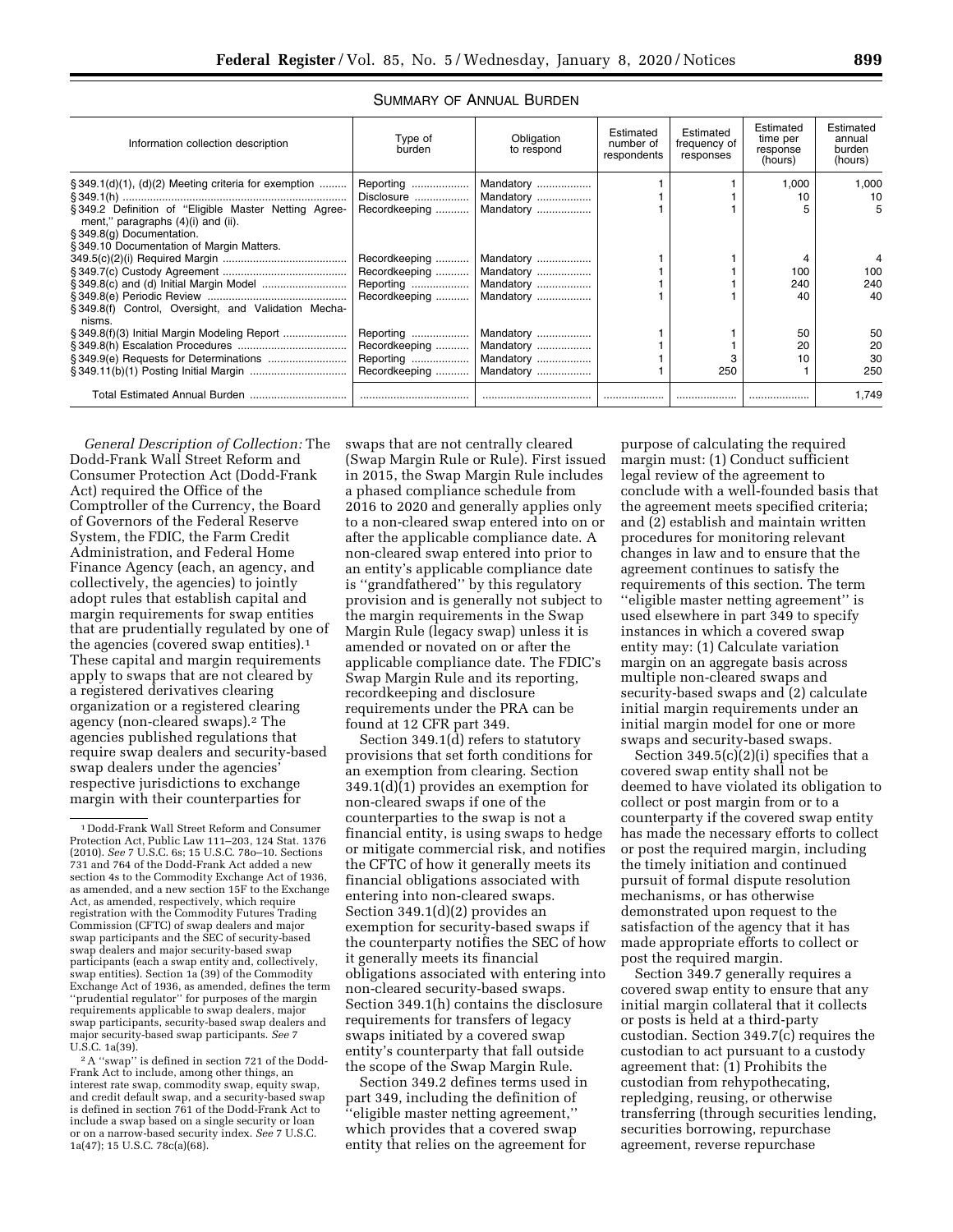SUMMARY OF ANNUAL BURDEN

| Information collection description | Type of burden | Obligation to respond | Estimated number of respondents | Estimated frequency of responses | Estimated time per response (hours) | Estimated annual burden (hours) |
|---|---|---|---|---|---|---|
| § 349.1(d)(1), (d)(2) Meeting criteria for exemption | Reporting | Mandatory | 1 | 1 | 1,000 | 1,000 |
| § 349.1(h) | Disclosure | Mandatory | 1 | 1 | 10 | 10 |
| § 349.2 Definition of "Eligible Master Netting Agreement," paragraphs (4)(i) and (ii). § 349.8(g) Documentation. § 349.10 Documentation of Margin Matters. | Recordkeeping | Mandatory | 1 | 1 | 5 | 5 |
| 349.5(c)(2)(i) Required Margin | Recordkeeping | Mandatory | 1 | 1 | 4 | 4 |
| § 349.7(c) Custody Agreement | Recordkeeping | Mandatory | 1 | 1 | 100 | 100 |
| § 349.8(c) and (d) Initial Margin Model | Reporting | Mandatory | 1 | 1 | 240 | 240 |
| § 349.8(e) Periodic Review | Recordkeeping | Mandatory | 1 | 1 | 40 | 40 |
| § 349.8(f) Control, Oversight, and Validation Mechanisms. | | | | | | |
| § 349.8(f)(3) Initial Margin Modeling Report | Reporting | Mandatory | 1 | 1 | 50 | 50 |
| § 349.8(h) Escalation Procedures | Recordkeeping | Mandatory | 1 | 1 | 20 | 20 |
| § 349.9(e) Requests for Determinations | Reporting | Mandatory | 1 | 3 | 10 | 30 |
| § 349.11(b)(1) Posting Initial Margin | Recordkeeping | Mandatory | 1 | 250 | 1 | 250 |
| Total Estimated Annual Burden | | | | | | 1,749 |

*General Description of Collection:* The Dodd-Frank Wall Street Reform and Consumer Protection Act (Dodd-Frank Act) required the Office of the Comptroller of the Currency, the Board of Governors of the Federal Reserve System, the FDIC, the Farm Credit Administration, and Federal Home Finance Agency (each, an agency, and collectively, the agencies) to jointly adopt rules that establish capital and margin requirements for swap entities that are prudentially regulated by one of the agencies (covered swap entities).[1] These capital and margin requirements apply to swaps that are not cleared by a registered derivatives clearing organization or a registered clearing agency (non-cleared swaps).[2] The agencies published regulations that require swap dealers and security-based swap dealers under the agencies' respective jurisdictions to exchange margin with their counterparties for swaps that are not centrally cleared (Swap Margin Rule or Rule). First issued in 2015, the Swap Margin Rule includes a phased compliance schedule from 2016 to 2020 and generally applies only to a non-cleared swap entered into on or after the applicable compliance date. A non-cleared swap entered into prior to an entity's applicable compliance date is "grandfathered" by this regulatory provision and is generally not subject to the margin requirements in the Swap Margin Rule (legacy swap) unless it is amended or novated on or after the applicable compliance date. The FDIC's Swap Margin Rule and its reporting, recordkeeping and disclosure requirements under the PRA can be found at 12 CFR part 349.

Section 349.1(d) refers to statutory provisions that set forth conditions for an exemption from clearing. Section 349.1(d)(1) provides an exemption for non-cleared swaps if one of the counterparties to the swap is not a financial entity, is using swaps to hedge or mitigate commercial risk, and notifies the CFTC of how it generally meets its financial obligations associated with entering into non-cleared swaps. Section 349.1(d)(2) provides an exemption for security-based swaps if the counterparty notifies the SEC of how it generally meets its financial obligations associated with entering into non-cleared security-based swaps. Section 349.1(h) contains the disclosure requirements for transfers of legacy swaps initiated by a covered swap entity's counterparty that fall outside the scope of the Swap Margin Rule.

Section 349.2 defines terms used in part 349, including the definition of "eligible master netting agreement," which provides that a covered swap entity that relies on the agreement for purpose of calculating the required margin must: (1) Conduct sufficient legal review of the agreement to conclude with a well-founded basis that the agreement meets specified criteria; and (2) establish and maintain written procedures for monitoring relevant changes in law and to ensure that the agreement continues to satisfy the requirements of this section. The term "eligible master netting agreement" is used elsewhere in part 349 to specify instances in which a covered swap entity may: (1) Calculate variation margin on an aggregate basis across multiple non-cleared swaps and security-based swaps and (2) calculate initial margin requirements under an initial margin model for one or more swaps and security-based swaps.

Section 349.5(c)(2)(i) specifies that a covered swap entity shall not be deemed to have violated its obligation to collect or post margin from or to a counterparty if the covered swap entity has made the necessary efforts to collect or post the required margin, including the timely initiation and continued pursuit of formal dispute resolution mechanisms, or has otherwise demonstrated upon request to the satisfaction of the agency that it has made appropriate efforts to collect or post the required margin.

Section 349.7 generally requires a covered swap entity to ensure that any initial margin collateral that it collects or posts is held at a third-party custodian. Section 349.7(c) requires the custodian to act pursuant to a custody agreement that: (1) Prohibits the custodian from rehypothecating, repledging, reusing, or otherwise transferring (through securities lending, securities borrowing, repurchase agreement, reverse repurchase

[1] Dodd-Frank Wall Street Reform and Consumer Protection Act, Public Law 111–203, 124 Stat. 1376 (2010). *See* 7 U.S.C. 6s; 15 U.S.C. 78o–10. Sections 731 and 764 of the Dodd-Frank Act added a new section 4s to the Commodity Exchange Act of 1936, as amended, and a new section 15F to the Exchange Act, as amended, respectively, which require registration with the Commodity Futures Trading Commission (CFTC) of swap dealers and major swap participants and the SEC of security-based swap dealers and major security-based swap participants (each a swap entity and, collectively, swap entities). Section 1a (39) of the Commodity Exchange Act of 1936, as amended, defines the term "prudential regulator" for purposes of the margin requirements applicable to swap dealers, major swap participants, security-based swap dealers and major security-based swap participants. *See* 7 U.S.C. 1a(39).

[2] A "swap" is defined in section 721 of the Dodd-Frank Act to include, among other things, an interest rate swap, commodity swap, equity swap, and credit default swap, and a security-based swap is defined in section 761 of the Dodd-Frank Act to include a swap based on a single security or loan or on a narrow-based security index. *See* 7 U.S.C. 1a(47); 15 U.S.C. 78c(a)(68).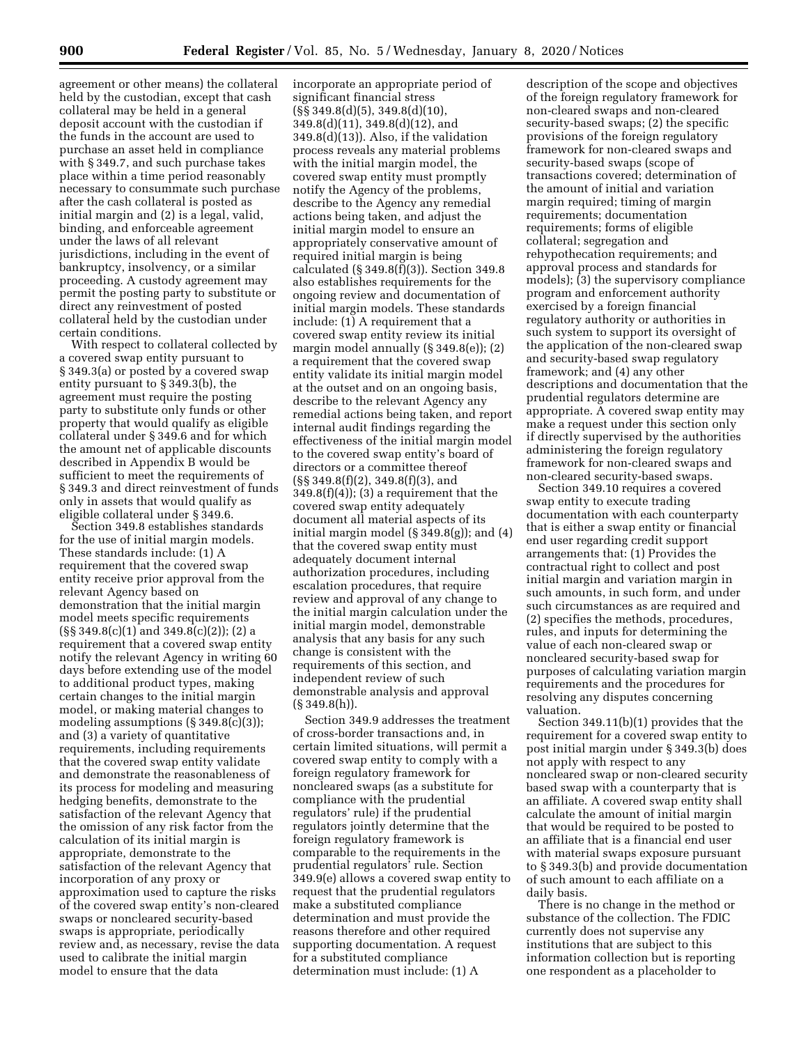agreement or other means) the collateral held by the custodian, except that cash collateral may be held in a general deposit account with the custodian if the funds in the account are used to purchase an asset held in compliance with § 349.7, and such purchase takes place within a time period reasonably necessary to consummate such purchase after the cash collateral is posted as initial margin and (2) is a legal, valid, binding, and enforceable agreement under the laws of all relevant jurisdictions, including in the event of bankruptcy, insolvency, or a similar proceeding. A custody agreement may permit the posting party to substitute or direct any reinvestment of posted collateral held by the custodian under certain conditions.

With respect to collateral collected by a covered swap entity pursuant to § 349.3(a) or posted by a covered swap entity pursuant to § 349.3(b), the agreement must require the posting party to substitute only funds or other property that would qualify as eligible collateral under § 349.6 and for which the amount net of applicable discounts described in Appendix B would be sufficient to meet the requirements of § 349.3 and direct reinvestment of funds only in assets that would qualify as eligible collateral under § 349.6.

Section 349.8 establishes standards for the use of initial margin models. These standards include: (1) A requirement that the covered swap entity receive prior approval from the relevant Agency based on demonstration that the initial margin model meets specific requirements (§§ 349.8(c)(1) and 349.8(c)(2)); (2) a requirement that a covered swap entity notify the relevant Agency in writing 60 days before extending use of the model to additional product types, making certain changes to the initial margin model, or making material changes to modeling assumptions (§ 349.8(c)(3)); and (3) a variety of quantitative requirements, including requirements that the covered swap entity validate and demonstrate the reasonableness of its process for modeling and measuring hedging benefits, demonstrate to the satisfaction of the relevant Agency that the omission of any risk factor from the calculation of its initial margin is appropriate, demonstrate to the satisfaction of the relevant Agency that incorporation of any proxy or approximation used to capture the risks of the covered swap entity's non-cleared swaps or noncleared security-based swaps is appropriate, periodically review and, as necessary, revise the data used to calibrate the initial margin model to ensure that the data incorporate an appropriate period of significant financial stress (§§ 349.8(d)(5), 349.8(d)(10), 349.8(d)(11), 349.8(d)(12), and 349.8(d)(13)). Also, if the validation process reveals any material problems with the initial margin model, the covered swap entity must promptly notify the Agency of the problems, describe to the Agency any remedial actions being taken, and adjust the initial margin model to ensure an appropriately conservative amount of required initial margin is being calculated (§ 349.8(f)(3)). Section 349.8 also establishes requirements for the ongoing review and documentation of initial margin models. These standards include: (1) A requirement that a covered swap entity review its initial margin model annually (§ 349.8(e)); (2) a requirement that the covered swap entity validate its initial margin model at the outset and on an ongoing basis, describe to the relevant Agency any remedial actions being taken, and report internal audit findings regarding the effectiveness of the initial margin model to the covered swap entity's board of directors or a committee thereof (§§ 349.8(f)(2), 349.8(f)(3), and 349.8(f)(4)); (3) a requirement that the covered swap entity adequately document all material aspects of its initial margin model (§ 349.8(g)); and (4) that the covered swap entity must adequately document internal authorization procedures, including escalation procedures, that require review and approval of any change to the initial margin calculation under the initial margin model, demonstrable analysis that any basis for any such change is consistent with the requirements of this section, and independent review of such demonstrable analysis and approval (§ 349.8(h)).

Section 349.9 addresses the treatment of cross-border transactions and, in certain limited situations, will permit a covered swap entity to comply with a foreign regulatory framework for noncleared swaps (as a substitute for compliance with the prudential regulators' rule) if the prudential regulators jointly determine that the foreign regulatory framework is comparable to the requirements in the prudential regulators' rule. Section 349.9(e) allows a covered swap entity to request that the prudential regulators make a substituted compliance determination and must provide the reasons therefore and other required supporting documentation. A request for a substituted compliance determination must include: (1) A description of the scope and objectives of the foreign regulatory framework for non-cleared swaps and non-cleared security-based swaps; (2) the specific provisions of the foreign regulatory framework for non-cleared swaps and security-based swaps (scope of transactions covered; determination of the amount of initial and variation margin required; timing of margin requirements; documentation requirements; forms of eligible collateral; segregation and rehypothecation requirements; and approval process and standards for models); (3) the supervisory compliance program and enforcement authority exercised by a foreign financial regulatory authority or authorities in such system to support its oversight of the application of the non-cleared swap and security-based swap regulatory framework; and (4) any other descriptions and documentation that the prudential regulators determine are appropriate. A covered swap entity may make a request under this section only if directly supervised by the authorities administering the foreign regulatory framework for non-cleared swaps and non-cleared security-based swaps.

Section 349.10 requires a covered swap entity to execute trading documentation with each counterparty that is either a swap entity or financial end user regarding credit support arrangements that: (1) Provides the contractual right to collect and post initial margin and variation margin in such amounts, in such form, and under such circumstances as are required and (2) specifies the methods, procedures, rules, and inputs for determining the value of each non-cleared swap or noncleared security-based swap for purposes of calculating variation margin requirements and the procedures for resolving any disputes concerning valuation.

Section 349.11(b)(1) provides that the requirement for a covered swap entity to post initial margin under § 349.3(b) does not apply with respect to any noncleared swap or non-cleared security based swap with a counterparty that is an affiliate. A covered swap entity shall calculate the amount of initial margin that would be required to be posted to an affiliate that is a financial end user with material swaps exposure pursuant to § 349.3(b) and provide documentation of such amount to each affiliate on a daily basis.

There is no change in the method or substance of the collection. The FDIC currently does not supervise any institutions that are subject to this information collection but is reporting one respondent as a placeholder to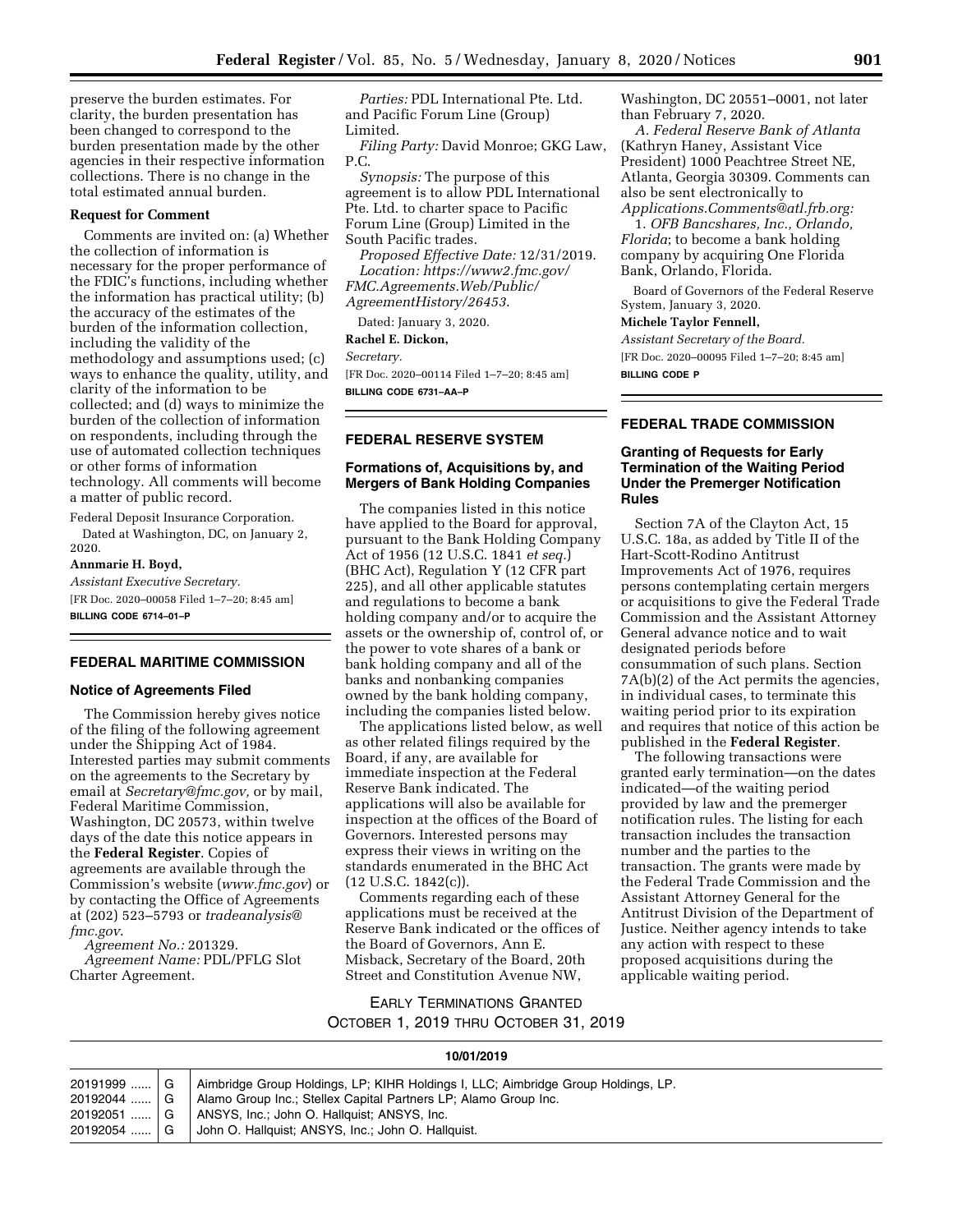preserve the burden estimates. For clarity, the burden presentation has been changed to correspond to the burden presentation made by the other agencies in their respective information collections. There is no change in the total estimated annual burden.

**Request for Comment**

Comments are invited on: (a) Whether the collection of information is necessary for the proper performance of the FDIC's functions, including whether the information has practical utility; (b) the accuracy of the estimates of the burden of the information collection, including the validity of the methodology and assumptions used; (c) ways to enhance the quality, utility, and clarity of the information to be collected; and (d) ways to minimize the burden of the collection of information on respondents, including through the use of automated collection techniques or other forms of information technology. All comments will become a matter of public record.

Federal Deposit Insurance Corporation.

Dated at Washington, DC, on January 2, 2020.

**Annmarie H. Boyd,**

*Assistant Executive Secretary.*

[FR Doc. 2020–00058 Filed 1–7–20; 8:45 am]

**BILLING CODE 6714–01–P**

## FEDERAL MARITIME COMMISSION

### Notice of Agreements Filed

The Commission hereby gives notice of the filing of the following agreement under the Shipping Act of 1984. Interested parties may submit comments on the agreements to the Secretary by email at *Secretary@fmc.gov,* or by mail, Federal Maritime Commission, Washington, DC 20573, within twelve days of the date this notice appears in the **Federal Register**. Copies of agreements are available through the Commission's website (*www.fmc.gov*) or by contacting the Office of Agreements at (202) 523–5793 or *tradeanalysis@fmc.gov*.

*Agreement No.:* 201329.

*Agreement Name:* PDL/PFLG Slot Charter Agreement.

*Parties:* PDL International Pte. Ltd. and Pacific Forum Line (Group) Limited.

*Filing Party:* David Monroe; GKG Law, P.C.

*Synopsis:* The purpose of this agreement is to allow PDL International Pte. Ltd. to charter space to Pacific Forum Line (Group) Limited in the South Pacific trades.

*Proposed Effective Date:* 12/31/2019.

*Location: https://www2.fmc.gov/FMC.Agreements.Web/Public/AgreementHistory/26453.*

Dated: January 3, 2020.

**Rachel E. Dickon,**

*Secretary.*

[FR Doc. 2020–00114 Filed 1–7–20; 8:45 am]

**BILLING CODE 6731–AA–P**

## FEDERAL RESERVE SYSTEM

### Formations of, Acquisitions by, and Mergers of Bank Holding Companies

The companies listed in this notice have applied to the Board for approval, pursuant to the Bank Holding Company Act of 1956 (12 U.S.C. 1841 *et seq.*) (BHC Act), Regulation Y (12 CFR part 225), and all other applicable statutes and regulations to become a bank holding company and/or to acquire the assets or the ownership of, control of, or the power to vote shares of a bank or bank holding company and all of the banks and nonbanking companies owned by the bank holding company, including the companies listed below.

The applications listed below, as well as other related filings required by the Board, if any, are available for immediate inspection at the Federal Reserve Bank indicated. The applications will also be available for inspection at the offices of the Board of Governors. Interested persons may express their views in writing on the standards enumerated in the BHC Act (12 U.S.C. 1842(c)).

Comments regarding each of these applications must be received at the Reserve Bank indicated or the offices of the Board of Governors, Ann E. Misback, Secretary of the Board, 20th Street and Constitution Avenue NW, Washington, DC 20551–0001, not later than February 7, 2020.

*A. Federal Reserve Bank of Atlanta* (Kathryn Haney, Assistant Vice President) 1000 Peachtree Street NE, Atlanta, Georgia 30309. Comments can also be sent electronically to *Applications.Comments@atl.frb.org:*

1. *OFB Bancshares, Inc., Orlando, Florida*; to become a bank holding company by acquiring One Florida Bank, Orlando, Florida.

Board of Governors of the Federal Reserve System, January 3, 2020.

**Michele Taylor Fennell,**

*Assistant Secretary of the Board.*

[FR Doc. 2020–00095 Filed 1–7–20; 8:45 am]

**BILLING CODE P**

## FEDERAL TRADE COMMISSION

### Granting of Requests for Early Termination of the Waiting Period Under the Premerger Notification Rules

Section 7A of the Clayton Act, 15 U.S.C. 18a, as added by Title II of the Hart-Scott-Rodino Antitrust Improvements Act of 1976, requires persons contemplating certain mergers or acquisitions to give the Federal Trade Commission and the Assistant Attorney General advance notice and to wait designated periods before consummation of such plans. Section 7A(b)(2) of the Act permits the agencies, in individual cases, to terminate this waiting period prior to its expiration and requires that notice of this action be published in the **Federal Register**.

The following transactions were granted early termination—on the dates indicated—of the waiting period provided by law and the premerger notification rules. The listing for each transaction includes the transaction number and the parties to the transaction. The grants were made by the Federal Trade Commission and the Assistant Attorney General for the Antitrust Division of the Department of Justice. Neither agency intends to take any action with respect to these proposed acquisitions during the applicable waiting period.

EARLY TERMINATIONS GRANTED
OCTOBER 1, 2019 THRU OCTOBER 31, 2019

| **10/01/2019** | | |
|---|---|---|
| 20191999 ...... | G | Aimbridge Group Holdings, LP; KIHR Holdings I, LLC; Aimbridge Group Holdings, LP. |
| 20192044 ...... | G | Alamo Group Inc.; Stellex Capital Partners LP; Alamo Group Inc. |
| 20192051 ...... | G | ANSYS, Inc.; John O. Hallquist; ANSYS, Inc. |
| 20192054 ...... | G | John O. Hallquist; ANSYS, Inc.; John O. Hallquist. |